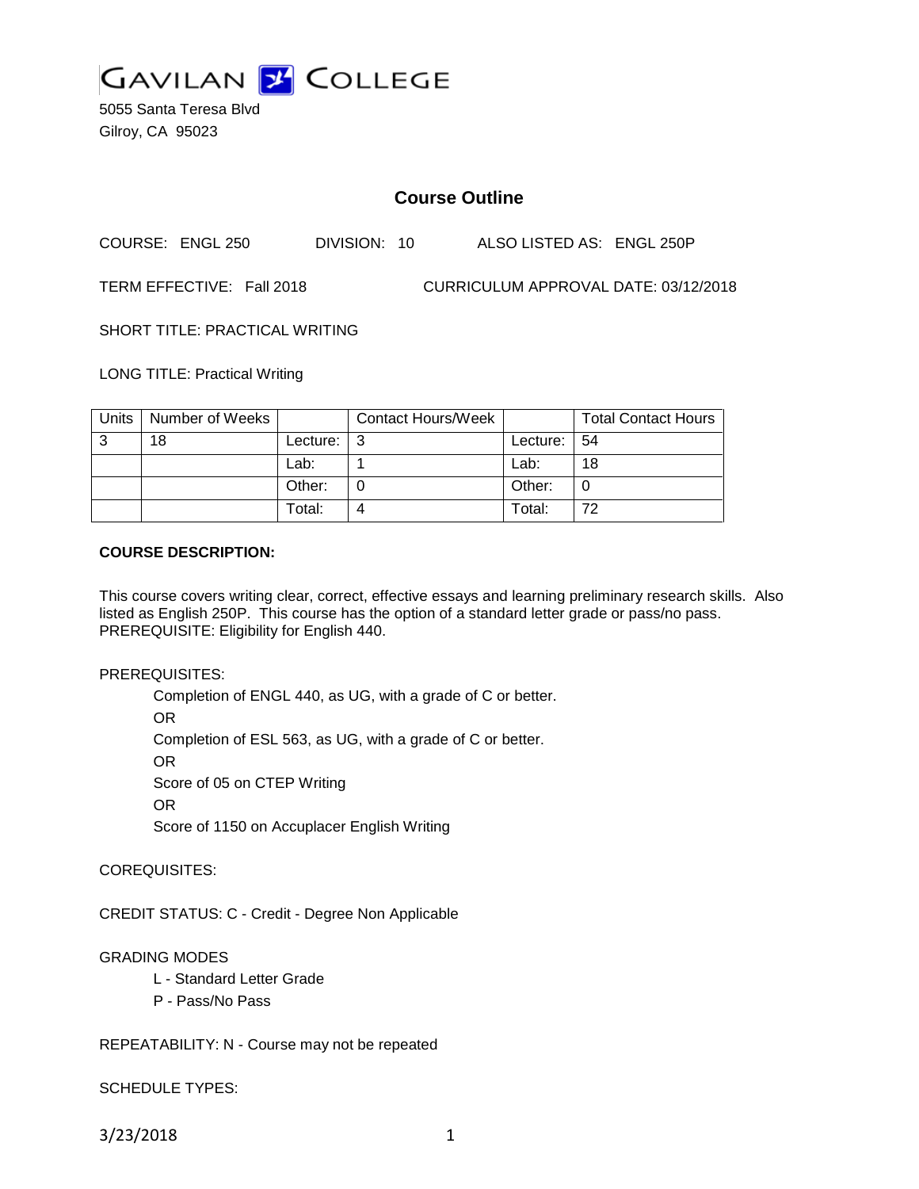GAVILAN COLLEGE

5055 Santa Teresa Blvd
Gilroy, CA 95023

# Course Outline

COURSE: ENGL 250    DIVISION: 10    ALSO LISTED AS: ENGL 250P

TERM EFFECTIVE: Fall 2018    CURRICULUM APPROVAL DATE: 03/12/2018

SHORT TITLE: PRACTICAL WRITING

LONG TITLE: Practical Writing

| Units | Number of Weeks | | Contact Hours/Week | | Total Contact Hours |
|---|---|---|---|---|---|
| 3 | 18 | Lecture: | 3 | Lecture: | 54 |
| | | Lab: | 1 | Lab: | 18 |
| | | Other: | 0 | Other: | 0 |
| | | Total: | 4 | Total: | 72 |

**COURSE DESCRIPTION:**

This course covers writing clear, correct, effective essays and learning preliminary research skills. Also listed as English 250P. This course has the option of a standard letter grade or pass/no pass. PREREQUISITE: Eligibility for English 440.

PREREQUISITES:

Completion of ENGL 440, as UG, with a grade of C or better.
OR
Completion of ESL 563, as UG, with a grade of C or better.
OR
Score of 05 on CTEP Writing
OR
Score of 1150 on Accuplacer English Writing

COREQUISITES:

CREDIT STATUS: C - Credit - Degree Non Applicable

GRADING MODES

L - Standard Letter Grade
P - Pass/No Pass

REPEATABILITY: N - Course may not be repeated

SCHEDULE TYPES: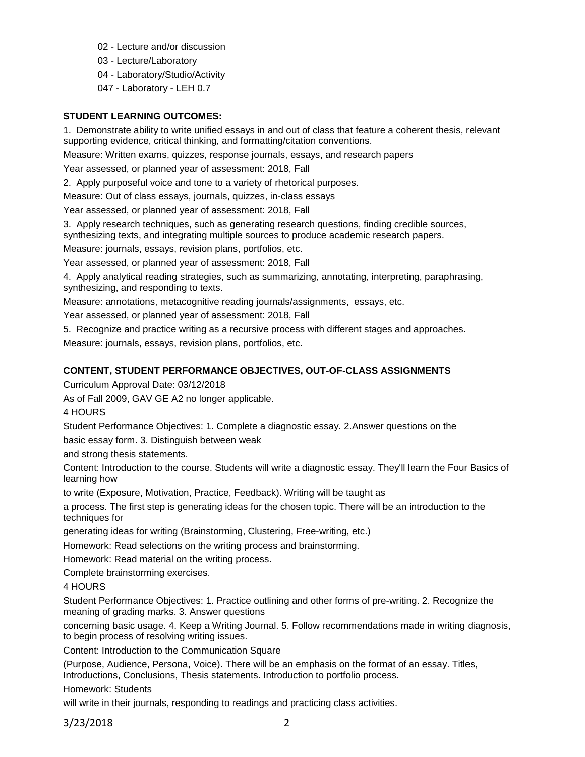02 - Lecture and/or discussion

03 - Lecture/Laboratory

04 - Laboratory/Studio/Activity

047 - Laboratory - LEH 0.7

**STUDENT LEARNING OUTCOMES:**

1. Demonstrate ability to write unified essays in and out of class that feature a coherent thesis, relevant supporting evidence, critical thinking, and formatting/citation conventions.

Measure: Written exams, quizzes, response journals, essays, and research papers

Year assessed, or planned year of assessment: 2018, Fall

2. Apply purposeful voice and tone to a variety of rhetorical purposes.

Measure: Out of class essays, journals, quizzes, in-class essays

Year assessed, or planned year of assessment: 2018, Fall

3. Apply research techniques, such as generating research questions, finding credible sources, synthesizing texts, and integrating multiple sources to produce academic research papers.

Measure: journals, essays, revision plans, portfolios, etc.

Year assessed, or planned year of assessment: 2018, Fall

4. Apply analytical reading strategies, such as summarizing, annotating, interpreting, paraphrasing, synthesizing, and responding to texts.

Measure: annotations, metacognitive reading journals/assignments, essays, etc.

Year assessed, or planned year of assessment: 2018, Fall

5. Recognize and practice writing as a recursive process with different stages and approaches.

Measure: journals, essays, revision plans, portfolios, etc.

**CONTENT, STUDENT PERFORMANCE OBJECTIVES, OUT-OF-CLASS ASSIGNMENTS**

Curriculum Approval Date: 03/12/2018

As of Fall 2009, GAV GE A2 no longer applicable.

4 HOURS

Student Performance Objectives: 1. Complete a diagnostic essay. 2.Answer questions on the basic essay form. 3. Distinguish between weak and strong thesis statements.

Content: Introduction to the course. Students will write a diagnostic essay. They'll learn the Four Basics of learning how to write (Exposure, Motivation, Practice, Feedback). Writing will be taught as a process. The first step is generating ideas for the chosen topic. There will be an introduction to the techniques for generating ideas for writing (Brainstorming, Clustering, Free-writing, etc.)

Homework: Read selections on the writing process and brainstorming.

Homework: Read material on the writing process.

Complete brainstorming exercises.

4 HOURS

Student Performance Objectives: 1. Practice outlining and other forms of pre-writing. 2. Recognize the meaning of grading marks. 3. Answer questions concerning basic usage. 4. Keep a Writing Journal. 5. Follow recommendations made in writing diagnosis, to begin process of resolving writing issues.

Content: Introduction to the Communication Square (Purpose, Audience, Persona, Voice). There will be an emphasis on the format of an essay. Titles, Introductions, Conclusions, Thesis statements. Introduction to portfolio process.

Homework: Students will write in their journals, responding to readings and practicing class activities.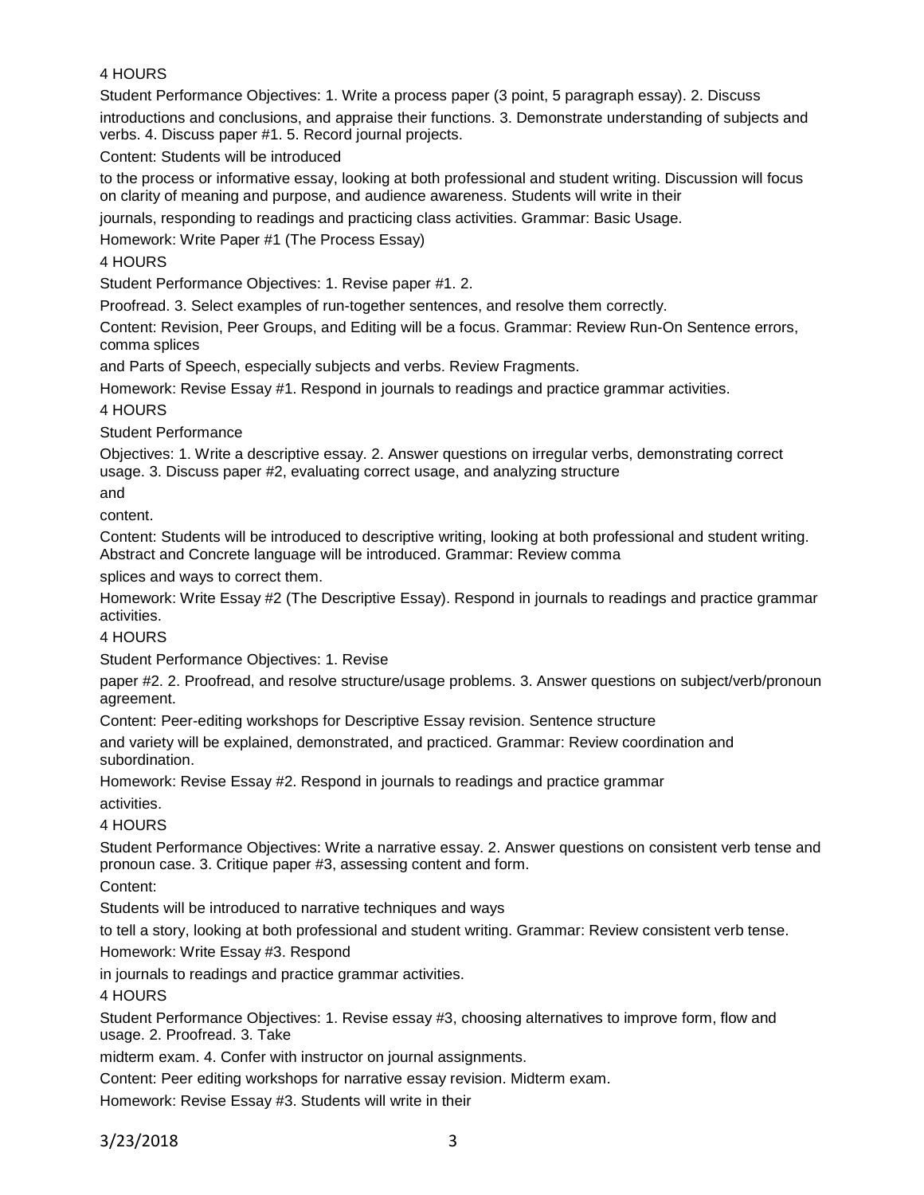4 HOURS

Student Performance Objectives: 1. Write a process paper (3 point, 5 paragraph essay). 2. Discuss introductions and conclusions, and appraise their functions. 3. Demonstrate understanding of subjects and verbs. 4. Discuss paper #1. 5. Record journal projects.

Content: Students will be introduced to the process or informative essay, looking at both professional and student writing. Discussion will focus on clarity of meaning and purpose, and audience awareness. Students will write in their journals, responding to readings and practicing class activities. Grammar: Basic Usage.

Homework: Write Paper #1 (The Process Essay)

4 HOURS

Student Performance Objectives: 1. Revise paper #1. 2. Proofread. 3. Select examples of run-together sentences, and resolve them correctly.

Content: Revision, Peer Groups, and Editing will be a focus. Grammar: Review Run-On Sentence errors, comma splices and Parts of Speech, especially subjects and verbs. Review Fragments.

Homework: Revise Essay #1. Respond in journals to readings and practice grammar activities.

4 HOURS

Student Performance Objectives: 1. Write a descriptive essay. 2. Answer questions on irregular verbs, demonstrating correct usage. 3. Discuss paper #2, evaluating correct usage, and analyzing structure and content.

Content: Students will be introduced to descriptive writing, looking at both professional and student writing. Abstract and Concrete language will be introduced. Grammar: Review comma splices and ways to correct them.

Homework: Write Essay #2 (The Descriptive Essay). Respond in journals to readings and practice grammar activities.

4 HOURS

Student Performance Objectives: 1. Revise paper #2. 2. Proofread, and resolve structure/usage problems. 3. Answer questions on subject/verb/pronoun agreement.

Content: Peer-editing workshops for Descriptive Essay revision. Sentence structure and variety will be explained, demonstrated, and practiced. Grammar: Review coordination and subordination.

Homework: Revise Essay #2. Respond in journals to readings and practice grammar activities.

4 HOURS

Student Performance Objectives: Write a narrative essay. 2. Answer questions on consistent verb tense and pronoun case. 3. Critique paper #3, assessing content and form.

Content: Students will be introduced to narrative techniques and ways to tell a story, looking at both professional and student writing. Grammar: Review consistent verb tense.

Homework: Write Essay #3. Respond in journals to readings and practice grammar activities.

4 HOURS

Student Performance Objectives: 1. Revise essay #3, choosing alternatives to improve form, flow and usage. 2. Proofread. 3. Take midterm exam. 4. Confer with instructor on journal assignments.

Content: Peer editing workshops for narrative essay revision. Midterm exam.

Homework: Revise Essay #3. Students will write in their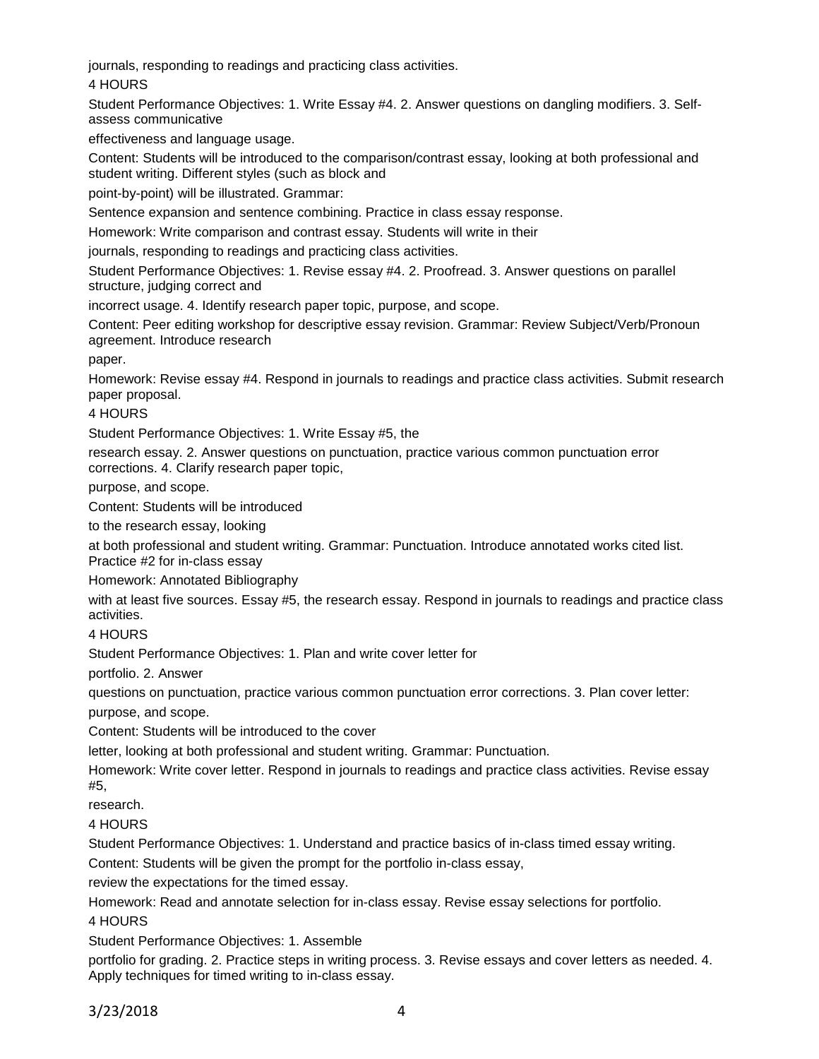journals, responding to readings and practicing class activities.

4 HOURS

Student Performance Objectives: 1. Write Essay #4. 2. Answer questions on dangling modifiers. 3. Self-assess communicative effectiveness and language usage.

Content: Students will be introduced to the comparison/contrast essay, looking at both professional and student writing. Different styles (such as block and point-by-point) will be illustrated. Grammar: Sentence expansion and sentence combining. Practice in class essay response.

Homework: Write comparison and contrast essay. Students will write in their journals, responding to readings and practicing class activities.

Student Performance Objectives: 1. Revise essay #4. 2. Proofread. 3. Answer questions on parallel structure, judging correct and incorrect usage. 4. Identify research paper topic, purpose, and scope.

Content: Peer editing workshop for descriptive essay revision. Grammar: Review Subject/Verb/Pronoun agreement. Introduce research paper.

Homework: Revise essay #4. Respond in journals to readings and practice class activities. Submit research paper proposal.

4 HOURS

Student Performance Objectives: 1. Write Essay #5, the research essay. 2. Answer questions on punctuation, practice various common punctuation error corrections. 4. Clarify research paper topic, purpose, and scope.

Content: Students will be introduced to the research essay, looking at both professional and student writing. Grammar: Punctuation. Introduce annotated works cited list. Practice #2 for in-class essay

Homework: Annotated Bibliography with at least five sources. Essay #5, the research essay. Respond in journals to readings and practice class activities.

4 HOURS

Student Performance Objectives: 1. Plan and write cover letter for portfolio. 2. Answer questions on punctuation, practice various common punctuation error corrections. 3. Plan cover letter: purpose, and scope.

Content: Students will be introduced to the cover letter, looking at both professional and student writing. Grammar: Punctuation.

Homework: Write cover letter. Respond in journals to readings and practice class activities. Revise essay #5, research.

4 HOURS

Student Performance Objectives: 1. Understand and practice basics of in-class timed essay writing.

Content: Students will be given the prompt for the portfolio in-class essay, review the expectations for the timed essay.

Homework: Read and annotate selection for in-class essay. Revise essay selections for portfolio.

4 HOURS

Student Performance Objectives: 1. Assemble portfolio for grading. 2. Practice steps in writing process. 3. Revise essays and cover letters as needed. 4. Apply techniques for timed writing to in-class essay.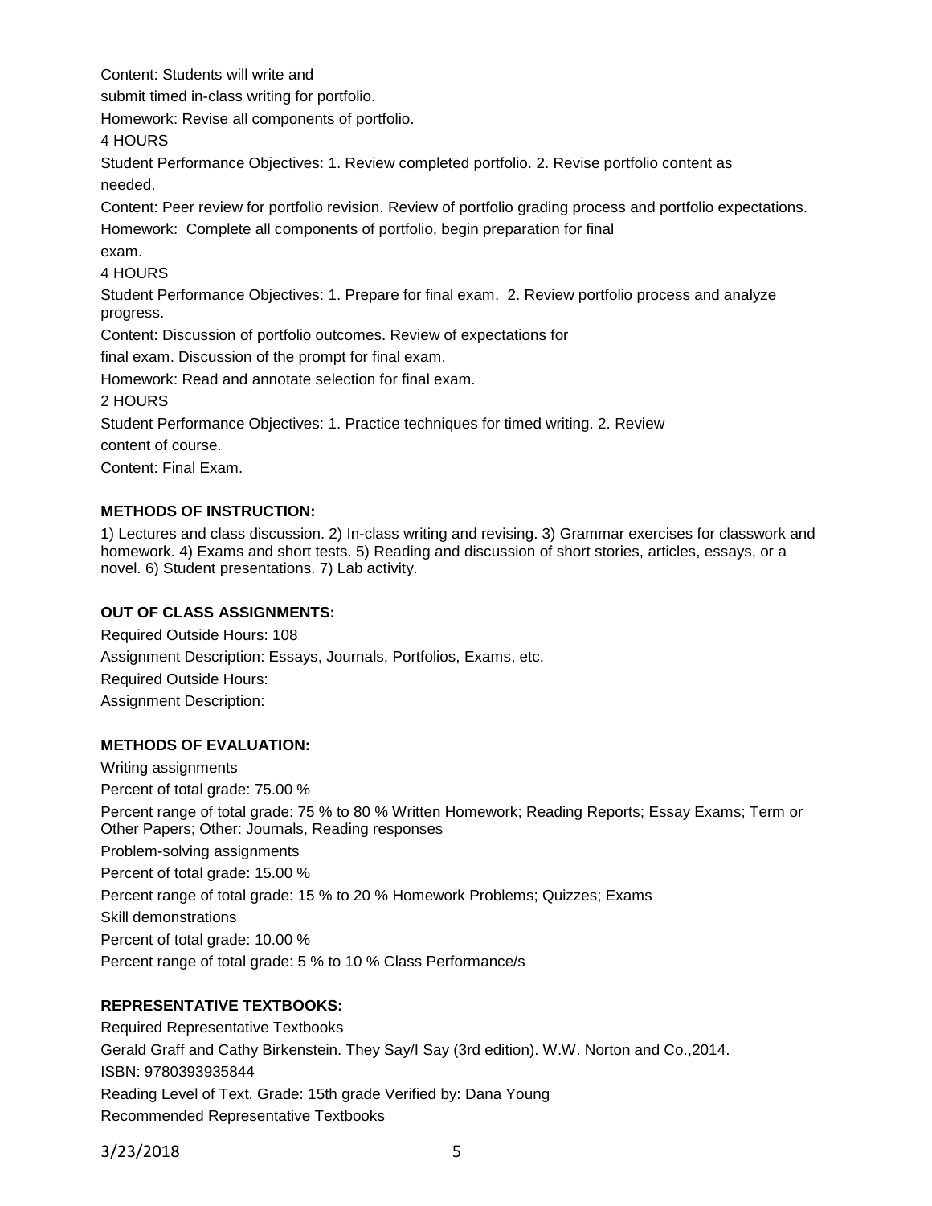Content: Students will write and
submit timed in-class writing for portfolio.

Homework: Revise all components of portfolio.

4 HOURS

Student Performance Objectives: 1. Review completed portfolio. 2. Revise portfolio content as needed.

Content: Peer review for portfolio revision. Review of portfolio grading process and portfolio expectations.

Homework: Complete all components of portfolio, begin preparation for final exam.

4 HOURS

Student Performance Objectives: 1. Prepare for final exam. 2. Review portfolio process and analyze progress.

Content: Discussion of portfolio outcomes. Review of expectations for final exam. Discussion of the prompt for final exam.

Homework: Read and annotate selection for final exam.

2 HOURS

Student Performance Objectives: 1. Practice techniques for timed writing. 2. Review content of course.

Content: Final Exam.

**METHODS OF INSTRUCTION:**

1) Lectures and class discussion. 2) In-class writing and revising. 3) Grammar exercises for classwork and homework. 4) Exams and short tests. 5) Reading and discussion of short stories, articles, essays, or a novel. 6) Student presentations. 7) Lab activity.

**OUT OF CLASS ASSIGNMENTS:**

Required Outside Hours: 108

Assignment Description: Essays, Journals, Portfolios, Exams, etc.

Required Outside Hours:

Assignment Description:

**METHODS OF EVALUATION:**

Writing assignments

Percent of total grade: 75.00 %

Percent range of total grade: 75 % to 80 % Written Homework; Reading Reports; Essay Exams; Term or Other Papers; Other: Journals, Reading responses

Problem-solving assignments

Percent of total grade: 15.00 %

Percent range of total grade: 15 % to 20 % Homework Problems; Quizzes; Exams

Skill demonstrations

Percent of total grade: 10.00 %

Percent range of total grade: 5 % to 10 % Class Performance/s

**REPRESENTATIVE TEXTBOOKS:**

Required Representative Textbooks

Gerald Graff and Cathy Birkenstein. They Say/I Say (3rd edition). W.W. Norton and Co.,2014.

ISBN: 9780393935844

Reading Level of Text, Grade: 15th grade Verified by: Dana Young

Recommended Representative Textbooks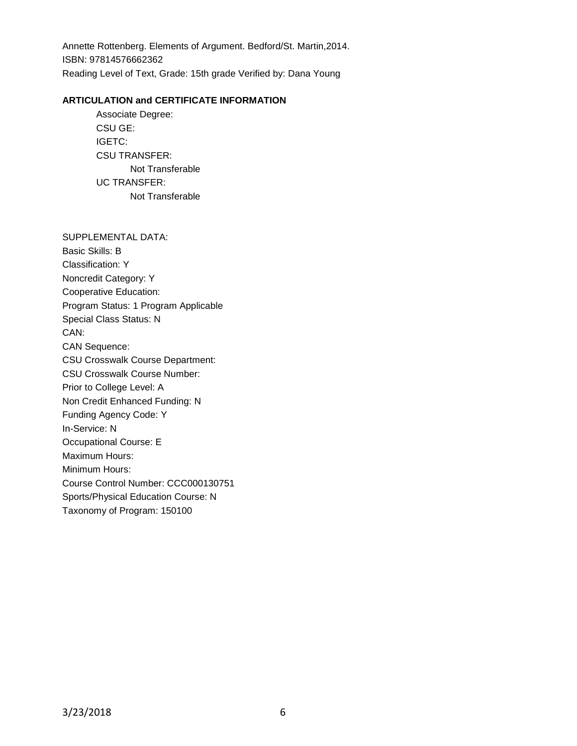Annette Rottenberg. Elements of Argument. Bedford/St. Martin,2014.
ISBN: 97814576662362
Reading Level of Text, Grade: 15th grade Verified by: Dana Young

**ARTICULATION and CERTIFICATE INFORMATION**

Associate Degree:
CSU GE:
IGETC:
CSU TRANSFER:
Not Transferable
UC TRANSFER:
Not Transferable

SUPPLEMENTAL DATA:
Basic Skills: B
Classification: Y
Noncredit Category: Y
Cooperative Education:
Program Status: 1 Program Applicable
Special Class Status: N
CAN:
CAN Sequence:
CSU Crosswalk Course Department:
CSU Crosswalk Course Number:
Prior to College Level: A
Non Credit Enhanced Funding: N
Funding Agency Code: Y
In-Service: N
Occupational Course: E
Maximum Hours:
Minimum Hours:
Course Control Number: CCC000130751
Sports/Physical Education Course: N
Taxonomy of Program: 150100